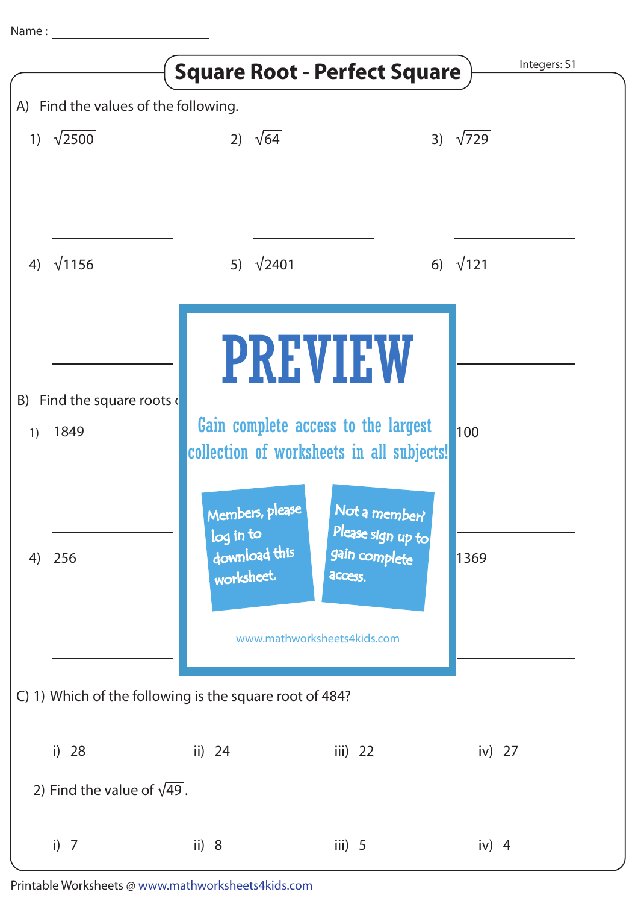Name : ____________________

# Square Root - Perfect Square

Integers: S1

A) Find the values of the following.

1) $\sqrt{2500}$

2) $\sqrt{64}$

3) $\sqrt{729}$

4) $\sqrt{1156}$

5) $\sqrt{2401}$

6) $\sqrt{121}$

PREVIEW

Gain complete access to the largest collection of worksheets in all subjects!

Members, please log in to download this worksheet.

Not a member? Please sign up to gain complete access.

www.mathworksheets4kids.com

B) Find the square roots c

1) 1849

100

4) 256

1369

C) 1) Which of the following is the square root of 484?

i) 28 ii) 24 iii) 22 iv) 27

2) Find the value of $\sqrt{49}$.

i) 7 ii) 8 iii) 5 iv) 4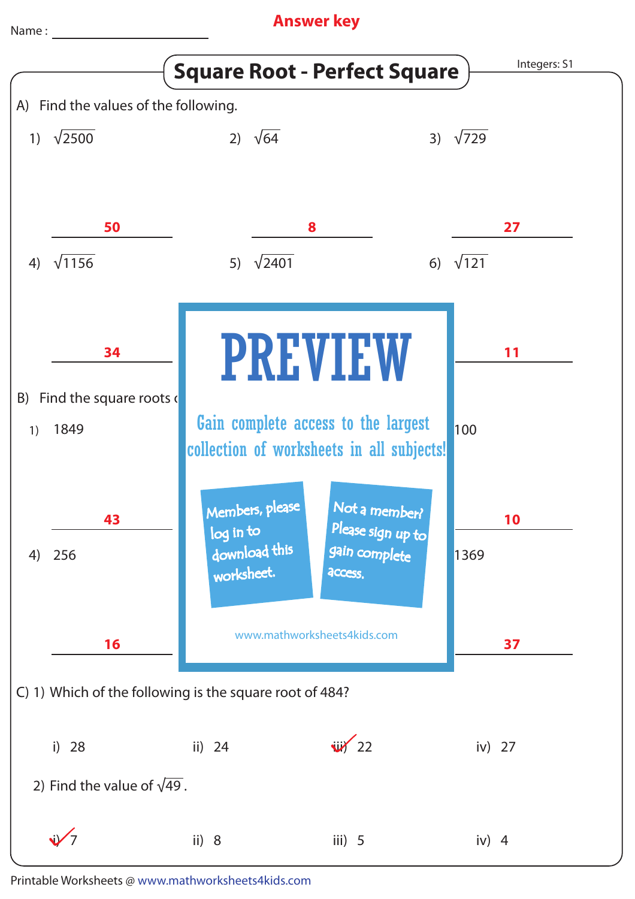Name : ____________

**Answer key**

# Square Root - Perfect Square

Integers: S1

A) Find the values of the following.

1) $\sqrt{2500}$ **50**

2) $\sqrt{64}$ **8**

3) $\sqrt{729}$ **27**

4) $\sqrt{1156}$ **34**

5) $\sqrt{2401}$

6) $\sqrt{121}$ **11**

B) Find the square roots o

1) 1849 **43**

100 **10**

4) 256 **16**

1369 **37**

PREVIEW

Gain complete access to the largest collection of worksheets in all subjects!

Members, please log in to download this worksheet.

Not a member? Please sign up to gain complete access.

www.mathworksheets4kids.com

C) 1) Which of the following is the square root of 484?

i) 28 ii) 24 iii) 22 ✓ iv) 27

2) Find the value of $\sqrt{49}$.

i) 7 ✓ ii) 8 iii) 5 iv) 4

Printable Worksheets @ www.mathworksheets4kids.com